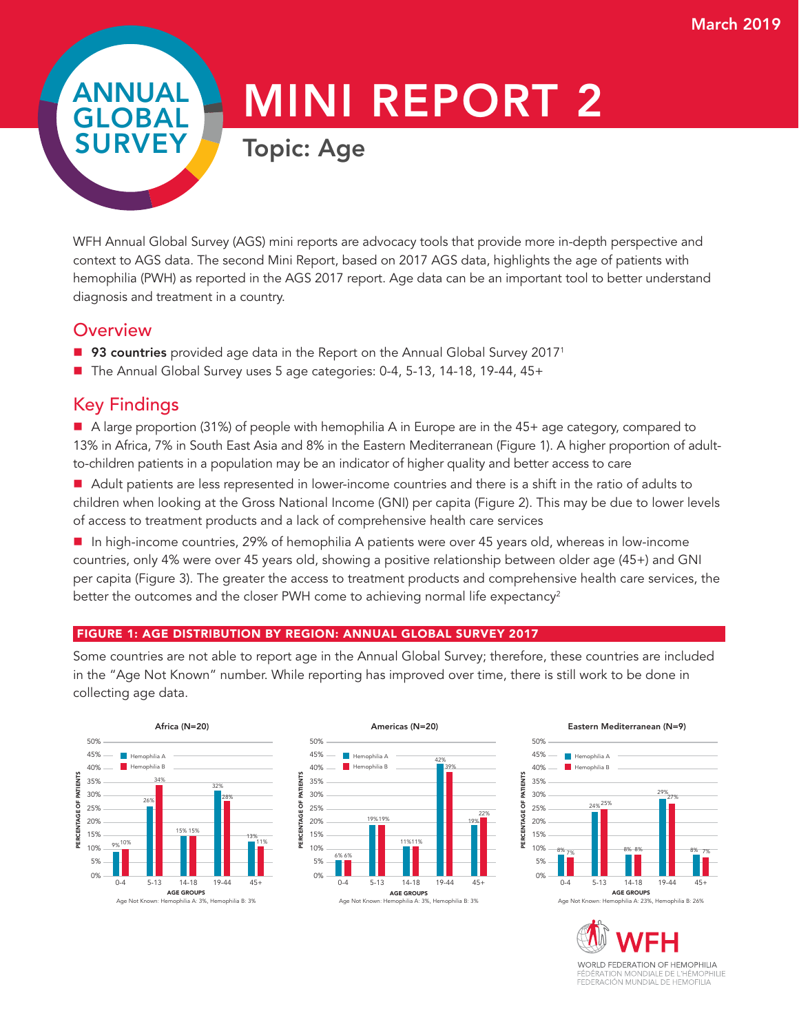March 2019

# ANNUAL GLOBAL SURVEY

# MINI REPORT 2

## Topic: Age

WFH Annual Global Survey (AGS) mini reports are advocacy tools that provide more in-depth perspective and context to AGS data. The second Mini Report, based on 2017 AGS data, highlights the age of patients with hemophilia (PWH) as reported in the AGS 2017 report. Age data can be an important tool to better understand diagnosis and treatment in a country.

## Overview

- **93 countries** provided age data in the Report on the Annual Global Survey 2017[1]
- The Annual Global Survey uses 5 age categories: 0-4, 5-13, 14-18, 19-44, 45+

## Key Findings

- A large proportion (31%) of people with hemophilia A in Europe are in the 45+ age category, compared to 13% in Africa, 7% in South East Asia and 8% in the Eastern Mediterranean (Figure 1). A higher proportion of adult-to-children patients in a population may be an indicator of higher quality and better access to care
- Adult patients are less represented in lower-income countries and there is a shift in the ratio of adults to children when looking at the Gross National Income (GNI) per capita (Figure 2). This may be due to lower levels of access to treatment products and a lack of comprehensive health care services
- In high-income countries, 29% of hemophilia A patients were over 45 years old, whereas in low-income countries, only 4% were over 45 years old, showing a positive relationship between older age (45+) and GNI per capita (Figure 3). The greater the access to treatment products and comprehensive health care services, the better the outcomes and the closer PWH come to achieving normal life expectancy[2]

### FIGURE 1: AGE DISTRIBUTION BY REGION: ANNUAL GLOBAL SURVEY 2017

Some countries are not able to report age in the Annual Global Survey; therefore, these countries are included in the "Age Not Known" number. While reporting has improved over time, there is still work to be done in collecting age data.

**Africa (N=20)** — Percentage of patients by age group

| Age Groups | Hemophilia A | Hemophilia B |
|---|---|---|
| 0-4 | 9% | 10% |
| 5-13 | 26% | 34% |
| 14-18 | 15% | 15% |
| 19-44 | 32% | 28% |
| 45+ | 13% | 11% |

Age Not Known: Hemophilia A: 3%, Hemophilia B: 3%

**Americas (N=20)** — Percentage of patients by age group

| Age Groups | Hemophilia A | Hemophilia B |
|---|---|---|
| 0-4 | 6% | 6% |
| 5-13 | 19% | 19% |
| 14-18 | 11% | 11% |
| 19-44 | 42% | 39% |
| 45+ | 19% | 22% |

Age Not Known: Hemophilia A: 3%, Hemophilia B: 3%

**Eastern Mediterranean (N=9)** — Percentage of patients by age group

| Age Groups | Hemophilia A | Hemophilia B |
|---|---|---|
| 0-4 | 8% | 7% |
| 5-13 | 24% | 25% |
| 14-18 | 8% | 8% |
| 19-44 | 29% | 27% |
| 45+ | 8% | 7% |

Age Not Known: Hemophilia A: 23%, Hemophilia B: 26%

WFH
WORLD FEDERATION OF HEMOPHILIA
FÉDÉRATION MONDIALE DE L'HÉMOPHILIE
FEDERACIÓN MUNDIAL DE HEMOFILIA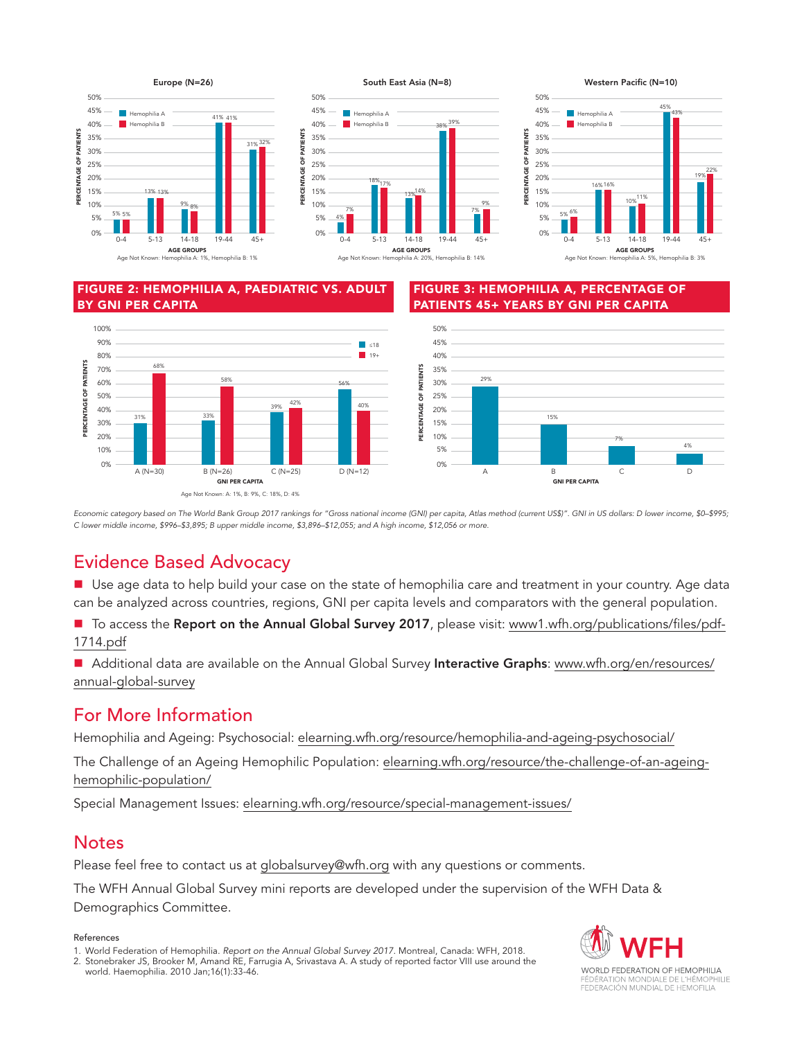Europe (N=26)

Hemophilia A
Hemophilia B

PERCENTAGE OF PATIENTS

50%
45%
40%
35%
30%
25%
20%
15%
10%
5%
0%

5% 5%
13% 13%
9% 8%
41% 41%
31% 32%

0-4
5-13
14-18
19-44
45+

AGE GROUPS

Age Not Known: Hemophilia A: 1%, Hemophilia B: 1%

South East Asia (N=8)

Hemophilia A
Hemophilia B

PERCENTAGE OF PATIENTS

50%
45%
40%
35%
30%
25%
20%
15%
10%
5%
0%

4% 7%
18% 17%
13% 14%
38% 39%
7% 9%

0-4
5-13
14-18
19-44
45+

AGE GROUPS

Age Not Known: Hemophilia A: 20%, Hemophilia B: 14%

Western Pacific (N=10)

Hemophilia A
Hemophilia B

PERCENTAGE OF PATIENTS

50%
45%
40%
35%
30%
25%
20%
15%
10%
5%
0%

5% 6%
16% 16%
10% 11%
45% 43%
19% 22%

0-4
5-13
14-18
19-44
45+

AGE GROUPS

Age Not Known: Hemophilia A: 5%, Hemophilia B: 3%

## FIGURE 2: HEMOPHILIA A, PAEDIATRIC VS. ADULT BY GNI PER CAPITA

≤18
19+

PERCENTAGE OF PATIENTS

100%
90%
80%
70%
60%
50%
40%
30%
20%
10%
0%

31% 68%
33% 58%
39% 42%
56% 40%

A (N=30)
B (N=26)
C (N=25)
D (N=12)

GNI PER CAPITA

Age Not Known: A: 1%, B: 9%, C: 18%, D: 4%

## FIGURE 3: HEMOPHILIA A, PERCENTAGE OF PATIENTS 45+ YEARS BY GNI PER CAPITA

PERCENTAGE OF PATIENTS

50%
45%
40%
35%
30%
25%
20%
15%
10%
5%
0%

29%
15%
7%
4%

A
B
C
D

GNI PER CAPITA

*Economic category based on The World Bank Group 2017 rankings for "Gross national income (GNI) per capita, Atlas method (current US$)". GNI in US dollars: D lower income, $0–$995; C lower middle income, $996–$3,895; B upper middle income, $3,896–$12,055; and A high income, $12,056 or more.*

## Evidence Based Advocacy

- Use age data to help build your case on the state of hemophilia care and treatment in your country. Age data can be analyzed across countries, regions, GNI per capita levels and comparators with the general population.
- To access the **Report on the Annual Global Survey 2017**, please visit: www1.wfh.org/publications/files/pdf-1714.pdf
- Additional data are available on the Annual Global Survey **Interactive Graphs**: www.wfh.org/en/resources/annual-global-survey

## For More Information

Hemophilia and Ageing: Psychosocial: elearning.wfh.org/resource/hemophilia-and-ageing-psychosocial/

The Challenge of an Ageing Hemophilic Population: elearning.wfh.org/resource/the-challenge-of-an-ageing-hemophilic-population/

Special Management Issues: elearning.wfh.org/resource/special-management-issues/

## Notes

Please feel free to contact us at globalsurvey@wfh.org with any questions or comments.

The WFH Annual Global Survey mini reports are developed under the supervision of the WFH Data & Demographics Committee.

References

1. World Federation of Hemophilia. *Report on the Annual Global Survey 2017*. Montreal, Canada: WFH, 2018.
2. Stonebraker JS, Brooker M, Amand RE, Farrugia A, Srivastava A. A study of reported factor VIII use around the world. Haemophilia. 2010 Jan;16(1):33-46.

WFH
WORLD FEDERATION OF HEMOPHILIA
FÉDÉRATION MONDIALE DE L'HÉMOPHILIE
FEDERACIÓN MUNDIAL DE HEMOFILIA